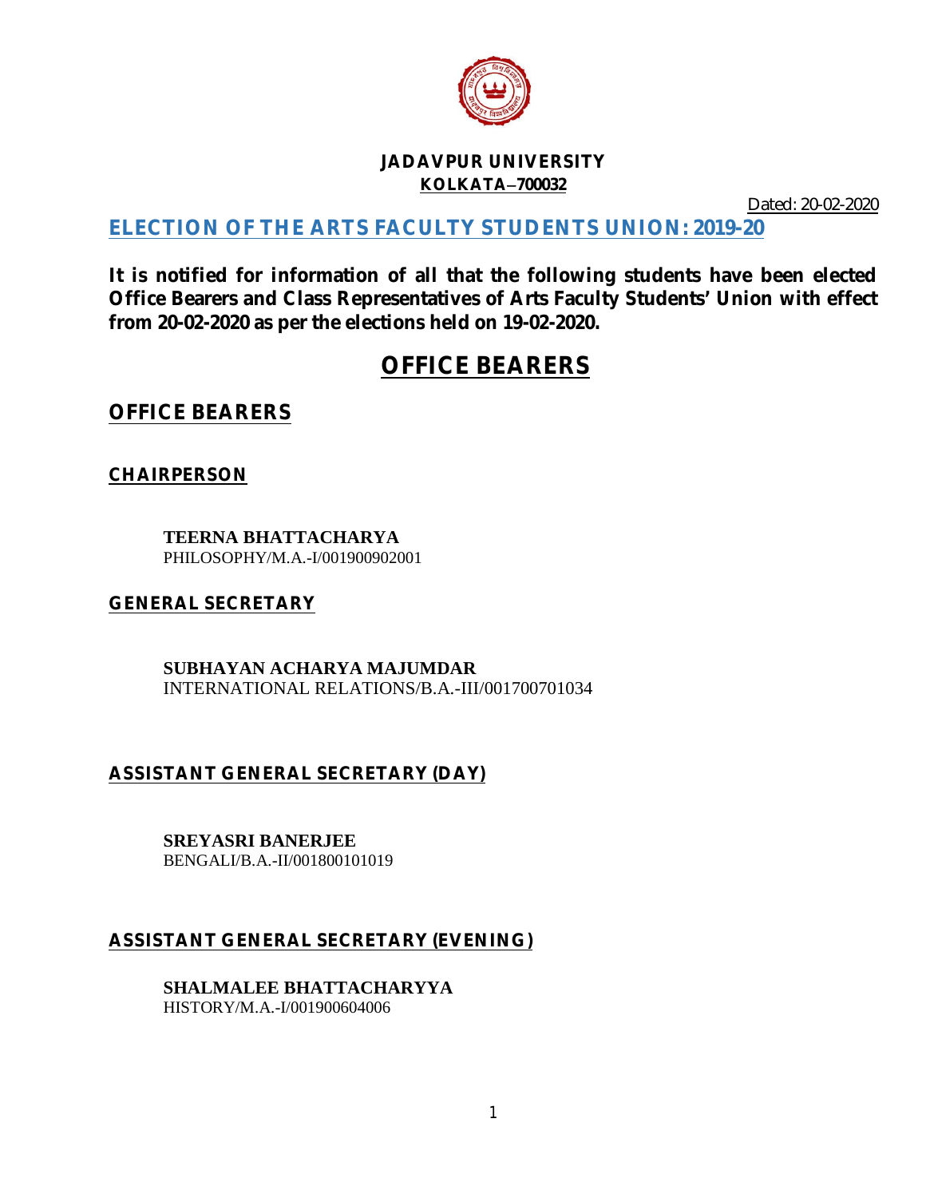**JADAVPUR UNIVERSITY**
**KOLKATA–700032**

Dated: 20-02-2020

# ELECTION OF THE ARTS FACULTY STUDENTS UNION: 2019-20

**It is notified for information of all that the following students have been elected Office Bearers and Class Representatives of Arts Faculty Students' Union with effect from 20-02-2020 as per the elections held on 19-02-2020.**

# OFFICE BEARERS

## OFFICE BEARERS

### CHAIRPERSON

**TEERNA BHATTACHARYA**
PHILOSOPHY/M.A.-I/001900902001

### GENERAL SECRETARY

**SUBHAYAN ACHARYA MAJUMDAR**
INTERNATIONAL RELATIONS/B.A.-III/001700701034

### ASSISTANT GENERAL SECRETARY (DAY)

**SREYASRI BANERJEE**
BENGALI/B.A.-II/001800101019

### ASSISTANT GENERAL SECRETARY (EVENING)

**SHALMALEE BHATTACHARYYA**
HISTORY/M.A.-I/001900604006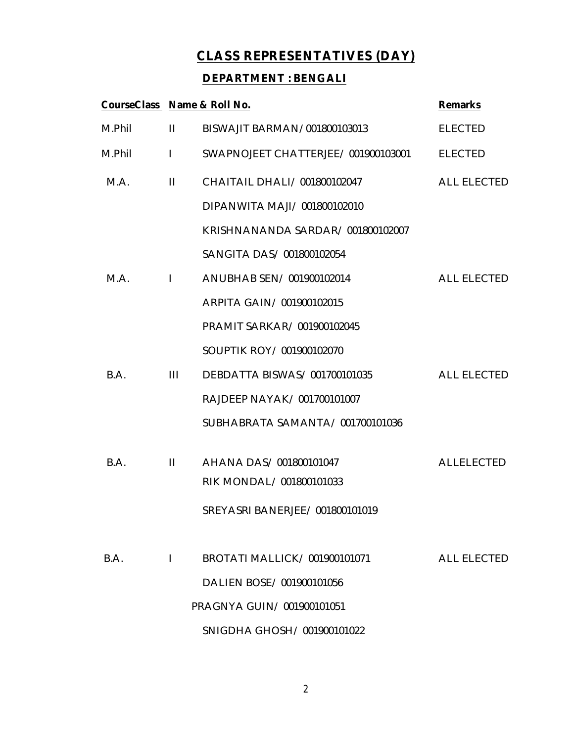## CLASS REPRESENTATIVES (DAY)

### DEPARTMENT : BENGALI

| Course | Class | Name & Roll No. | Remarks |
|---|---|---|---|
| M.Phil | II | BISWAJIT BARMAN/ 001800103013 | ELECTED |
| M.Phil | I | SWAPNOJEET CHATTERJEE/ 001900103001 | ELECTED |
| M.A. | II | CHAITAIL DHALI/ 001800102047 | ALL ELECTED |
| | | DIPANWITA MAJI/ 001800102010 | |
| | | KRISHNANANDA SARDAR/ 001800102007 | |
| | | SANGITA DAS/ 001800102054 | |
| M.A. | I | ANUBHAB SEN/ 001900102014 | ALL ELECTED |
| | | ARPITA GAIN/ 001900102015 | |
| | | PRAMIT SARKAR/ 001900102045 | |
| | | SOUPTIK ROY/ 001900102070 | |
| B.A. | III | DEBDATTA BISWAS/ 001700101035 | ALL ELECTED |
| | | RAJDEEP NAYAK/ 001700101007 | |
| | | SUBHABRATA SAMANTA/ 001700101036 | |
| B.A. | II | AHANA DAS/ 001800101047 | ALLELECTED |
| | | RIK MONDAL/ 001800101033 | |
| | | SREYASRI BANERJEE/ 001800101019 | |
| B.A. | I | BROTATI MALLICK/ 001900101071 | ALL ELECTED |
| | | DALIEN BOSE/ 001900101056 | |
| | | PRAGNYA GUIN/ 001900101051 | |
| | | SNIGDHA GHOSH/ 001900101022 | |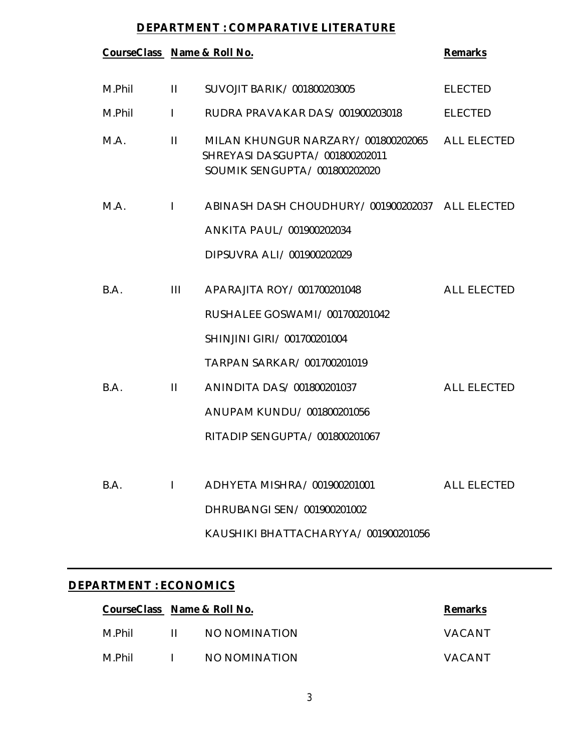## DEPARTMENT : COMPARATIVE LITERATURE

| Course | Class | Name & Roll No. | Remarks |
|---|---|---|---|
| M.Phil | II | SUVOJIT BARIK/ 001800203005 | ELECTED |
| M.Phil | I | RUDRA PRAVAKAR DAS/ 001900203018 | ELECTED |
| M.A. | II | MILAN KHUNGUR NARZARY/ 001800202065<br>SHREYASI DASGUPTA/ 001800202011<br>SOUMIK SENGUPTA/ 001800202020 | ALL ELECTED |
| M.A. | I | ABINASH DASH CHOUDHURY/ 001900202037<br>ANKITA PAUL/ 001900202034<br>DIPSUVRA ALI/ 001900202029 | ALL ELECTED |
| B.A. | III | APARAJITA ROY/ 001700201048<br>RUSHALEE GOSWAMI/ 001700201042<br>SHINJINI GIRI/ 001700201004<br>TARPAN SARKAR/ 001700201019 | ALL ELECTED |
| B.A. | II | ANINDITA DAS/ 001800201037<br>ANUPAM KUNDU/ 001800201056<br>RITADIP SENGUPTA/ 001800201067 | ALL ELECTED |
| B.A. | I | ADHYETA MISHRA/ 001900201001<br>DHRUBANGI SEN/ 001900201002<br>KAUSHIKI BHATTACHARYYA/ 001900201056 | ALL ELECTED |

## DEPARTMENT : ECONOMICS

| Course | Class | Name & Roll No. | Remarks |
|---|---|---|---|
| M.Phil | II | NO NOMINATION | VACANT |
| M.Phil | I | NO NOMINATION | VACANT |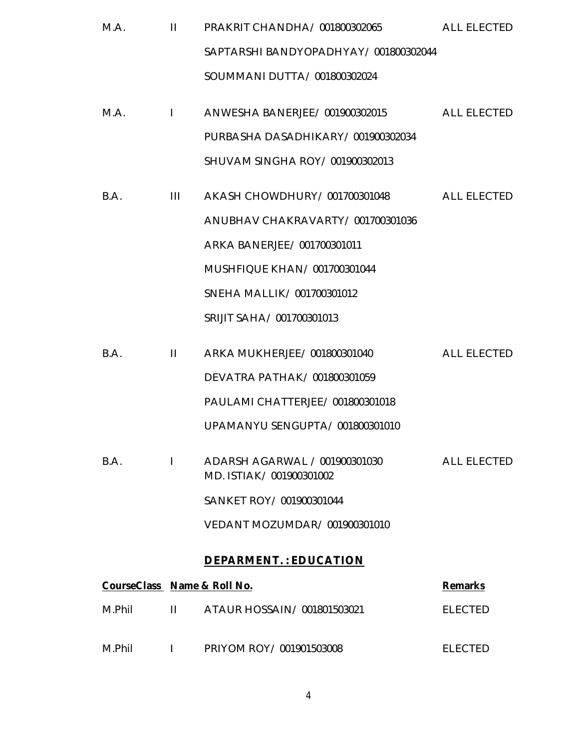| | | | |
|---|---|---|---|
| M.A. | II | PRAKRIT CHANDHA/ 001800302065 | ALL ELECTED |
| | | SAPTARSHI BANDYOPADHYAY/ 001800302044 | |
| | | SOUMMANI DUTTA/ 001800302024 | |
| M.A. | I | ANWESHA BANERJEE/ 001900302015 | ALL ELECTED |
| | | PURBASHA DASADHIKARY/ 001900302034 | |
| | | SHUVAM SINGHA ROY/ 001900302013 | |
| B.A. | III | AKASH CHOWDHURY/ 001700301048 | ALL ELECTED |
| | | ANUBHAV CHAKRAVARTY/ 001700301036 | |
| | | ARKA BANERJEE/ 001700301011 | |
| | | MUSHFIQUE KHAN/ 001700301044 | |
| | | SNEHA MALLIK/ 001700301012 | |
| | | SRIJIT SAHA/ 001700301013 | |
| B.A. | II | ARKA MUKHERJEE/ 001800301040 | ALL ELECTED |
| | | DEVATRA PATHAK/ 001800301059 | |
| | | PAULAMI CHATTERJEE/ 001800301018 | |
| | | UPAMANYU SENGUPTA/ 001800301010 | |
| B.A. | I | ADARSH AGARWAL / 001900301030 | ALL ELECTED |
| | | MD. ISTIAK/ 001900301002 | |
| | | SANKET ROY/ 001900301044 | |
| | | VEDANT MOZUMDAR/ 001900301010 | |

## DEPARMENT. : EDUCATION

| Course | Class | Name & Roll No. | Remarks |
|---|---|---|---|
| M.Phil | II | ATAUR HOSSAIN/ 001801503021 | ELECTED |
| M.Phil | I | PRIYOM ROY/ 001901503008 | ELECTED |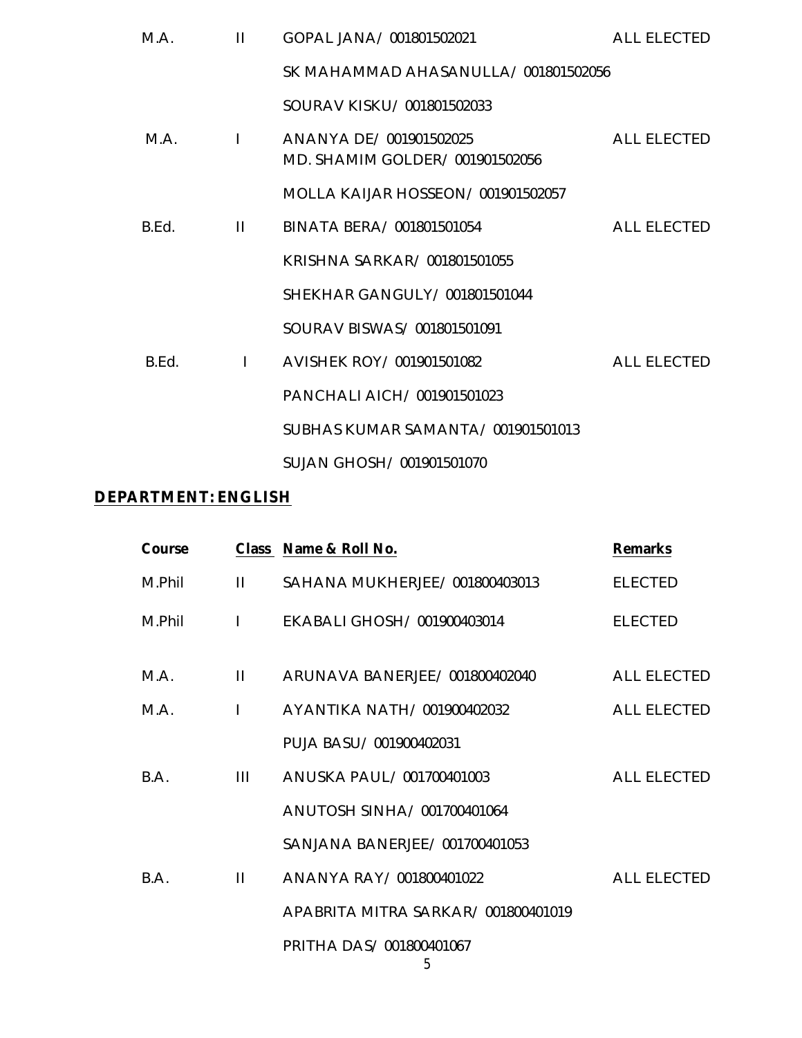| | | | |
|---|---|---|---|
| M.A. | II | GOPAL JANA/ 001801502021 | ALL ELECTED |
| | | SK MAHAMMAD AHASANULLA/ 001801502056 | |
| | | SOURAV KISKU/ 001801502033 | |
| M.A. | I | ANANYA DE/ 001901502025 | ALL ELECTED |
| | | MD. SHAMIM GOLDER/ 001901502056 | |
| | | MOLLA KAIJAR HOSSEON/ 001901502057 | |
| B.Ed. | II | BINATA BERA/ 001801501054 | ALL ELECTED |
| | | KRISHNA SARKAR/ 001801501055 | |
| | | SHEKHAR GANGULY/ 001801501044 | |
| | | SOURAV BISWAS/ 001801501091 | |
| B.Ed. | I | AVISHEK ROY/ 001901501082 | ALL ELECTED |
| | | PANCHALI AICH/ 001901501023 | |
| | | SUBHAS KUMAR SAMANTA/ 001901501013 | |
| | | SUJAN GHOSH/ 001901501070 | |

**DEPARTMENT: ENGLISH**

| Course | Class | Name & Roll No. | Remarks |
|---|---|---|---|
| M.Phil | II | SAHANA MUKHERJEE/ 001800403013 | ELECTED |
| M.Phil | I | EKABALI GHOSH/ 001900403014 | ELECTED |
| M.A. | II | ARUNAVA BANERJEE/ 001800402040 | ALL ELECTED |
| M.A. | I | AYANTIKA NATH/ 001900402032 | ALL ELECTED |
| | | PUJA BASU/ 001900402031 | |
| B.A. | III | ANUSKA PAUL/ 001700401003 | ALL ELECTED |
| | | ANUTOSH SINHA/ 001700401064 | |
| | | SANJANA BANERJEE/ 001700401053 | |
| B.A. | II | ANANYA RAY/ 001800401022 | ALL ELECTED |
| | | APABRITA MITRA SARKAR/ 001800401019 | |
| | | PRITHA DAS/ 001800401067 | |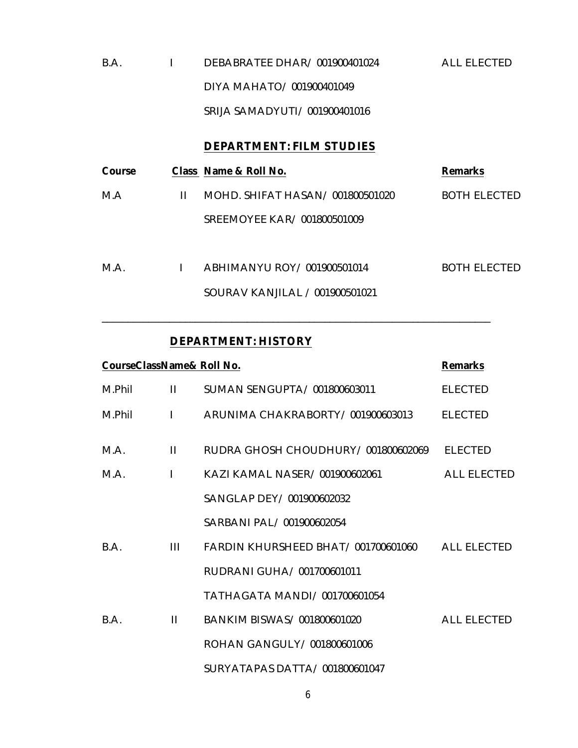| Course | Class | Name & Roll No. | Remarks |
|---|---|---|---|
| B.A. | I | DEBABRATEE DHAR/ 001900401024 | ALL ELECTED |
| | | DIYA MAHATO/ 001900401049 | |
| | | SRIJA SAMADYUTI/ 001900401016 | |

## DEPARTMENT: FILM STUDIES

| Course | Class | Name & Roll No. | Remarks |
|---|---|---|---|
| M.A | II | MOHD. SHIFAT HASAN/ 001800501020 | BOTH ELECTED |
| | | SREEMOYEE KAR/ 001800501009 | |
| M.A. | I | ABHIMANYU ROY/ 001900501014 | BOTH ELECTED |
| | | SOURAV KANJILAL / 001900501021 | |

---

## DEPARTMENT: HISTORY

| Course | Class | Name& Roll No. | Remarks |
|---|---|---|---|
| M.Phil | II | SUMAN SENGUPTA/ 001800603011 | ELECTED |
| M.Phil | I | ARUNIMA CHAKRABORTY/ 001900603013 | ELECTED |
| M.A. | II | RUDRA GHOSH CHOUDHURY/ 001800602069 | ELECTED |
| M.A. | I | KAZI KAMAL NASER/ 001900602061 | ALL ELECTED |
| | | SANGLAP DEY/ 001900602032 | |
| | | SARBANI PAL/ 001900602054 | |
| B.A. | III | FARDIN KHURSHEED BHAT/ 001700601060 | ALL ELECTED |
| | | RUDRANI GUHA/ 001700601011 | |
| | | TATHAGATA MANDI/ 001700601054 | |
| B.A. | II | BANKIM BISWAS/ 001800601020 | ALL ELECTED |
| | | ROHAN GANGULY/ 001800601006 | |
| | | SURYATAPAS DATTA/ 001800601047 | |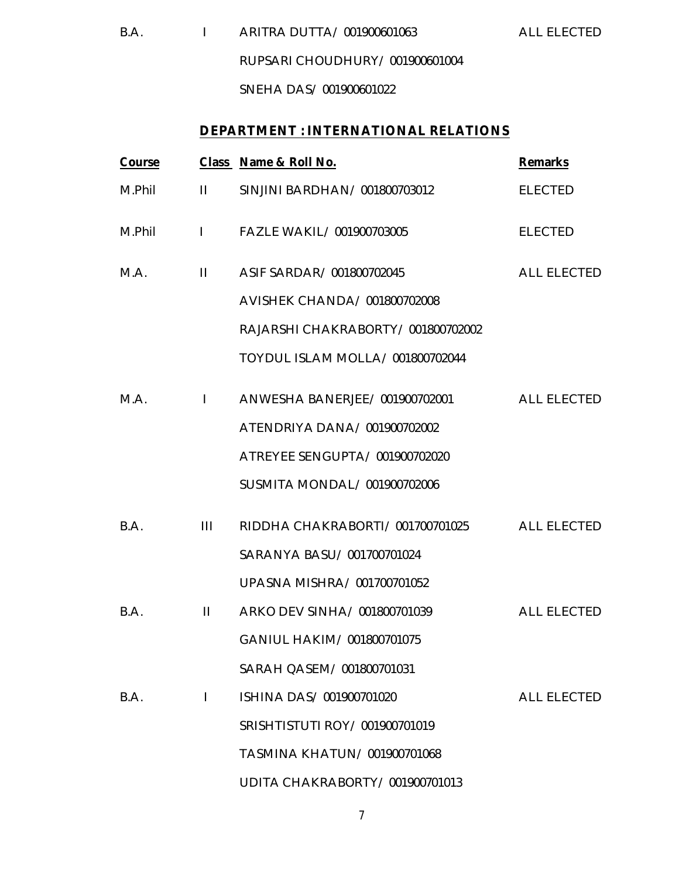| | | | |
|---|---|---|---|
| B.A. | I | ARITRA DUTTA/ 001900601063 | ALL ELECTED |
| | | RUPSARI CHOUDHURY/ 001900601004 | |
| | | SNEHA DAS/ 001900601022 | |

## DEPARTMENT : INTERNATIONAL RELATIONS

| Course | Class | Name & Roll No. | Remarks |
|---|---|---|---|
| M.Phil | II | SINJINI BARDHAN/ 001800703012 | ELECTED |
| M.Phil | I | FAZLE WAKIL/ 001900703005 | ELECTED |
| M.A. | II | ASIF SARDAR/ 001800702045 | ALL ELECTED |
| | | AVISHEK CHANDA/ 001800702008 | |
| | | RAJARSHI CHAKRABORTY/ 001800702002 | |
| | | TOYDUL ISLAM MOLLA/ 001800702044 | |
| M.A. | I | ANWESHA BANERJEE/ 001900702001 | ALL ELECTED |
| | | ATENDRIYA DANA/ 001900702002 | |
| | | ATREYEE SENGUPTA/ 001900702020 | |
| | | SUSMITA MONDAL/ 001900702006 | |
| B.A. | III | RIDDHA CHAKRABORTI/ 001700701025 | ALL ELECTED |
| | | SARANYA BASU/ 001700701024 | |
| | | UPASNA MISHRA/ 001700701052 | |
| B.A. | II | ARKO DEV SINHA/ 001800701039 | ALL ELECTED |
| | | GANIUL HAKIM/ 001800701075 | |
| | | SARAH QASEM/ 001800701031 | |
| B.A. | I | ISHINA DAS/ 001900701020 | ALL ELECTED |
| | | SRISHTISTUTI ROY/ 001900701019 | |
| | | TASMINA KHATUN/ 001900701068 | |
| | | UDITA CHAKRABORTY/ 001900701013 | |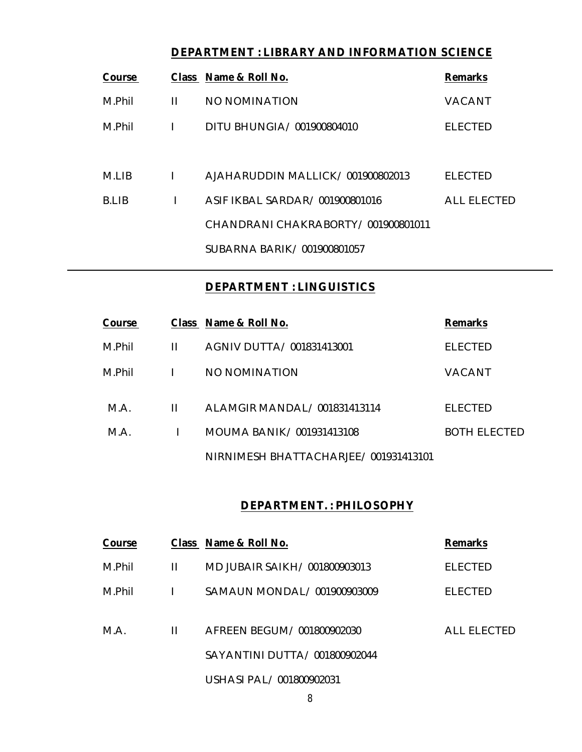## DEPARTMENT : LIBRARY AND INFORMATION SCIENCE

| Course | Class | Name & Roll No. | Remarks |
|---|---|---|---|
| M.Phil | II | NO NOMINATION | VACANT |
| M.Phil | I | DITU BHUNGIA/ 001900804010 | ELECTED |
| M.LIB | I | AJAHARUDDIN MALLICK/ 001900802013 | ELECTED |
| B.LIB | I | ASIF IKBAL SARDAR/ 001900801016 | ALL ELECTED |
| | | CHANDRANI CHAKRABORTY/ 001900801011 | |
| | | SUBARNA BARIK/ 001900801057 | |

## DEPARTMENT : LINGUISTICS

| Course | Class | Name & Roll No. | Remarks |
|---|---|---|---|
| M.Phil | II | AGNIV DUTTA/ 001831413001 | ELECTED |
| M.Phil | I | NO NOMINATION | VACANT |
| M.A. | II | ALAMGIR MANDAL/ 001831413114 | ELECTED |
| M.A. | I | MOUMA BANIK/ 001931413108 | BOTH ELECTED |
| | | NIRNIMESH BHATTACHARJEE/ 001931413101 | |

## DEPARTMENT. : PHILOSOPHY

| Course | Class | Name & Roll No. | Remarks |
|---|---|---|---|
| M.Phil | II | MD JUBAIR SAIKH/ 001800903013 | ELECTED |
| M.Phil | I | SAMAUN MONDAL/ 001900903009 | ELECTED |
| M.A. | II | AFREEN BEGUM/ 001800902030 | ALL ELECTED |
| | | SAYANTINI DUTTA/ 001800902044 | |
| | | USHASI PAL/ 001800902031 | |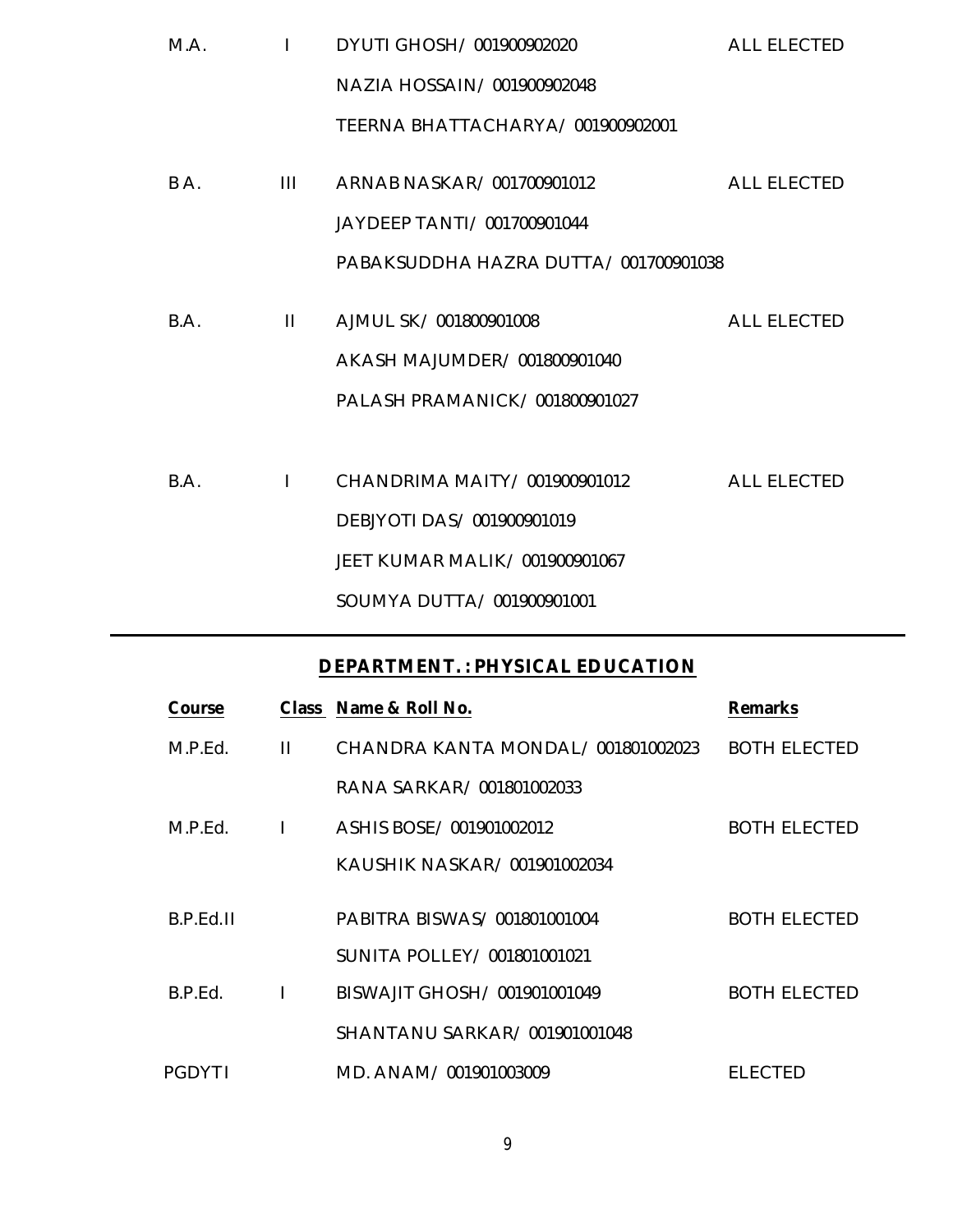| | | | |
|---|---|---|---|
| M.A. | I | DYUTI GHOSH/ 001900902020 | ALL ELECTED |
| | | NAZIA HOSSAIN/ 001900902048 | |
| | | TEERNA BHATTACHARYA/ 001900902001 | |
| BA. | III | ARNAB NASKAR/ 001700901012 | ALL ELECTED |
| | | JAYDEEP TANTI/ 001700901044 | |
| | | PABAKSUDDHA HAZRA DUTTA/ 001700901038 | |
| B.A. | II | AJMUL SK/ 001800901008 | ALL ELECTED |
| | | AKASH MAJUMDER/ 001800901040 | |
| | | PALASH PRAMANICK/ 001800901027 | |
| B.A. | I | CHANDRIMA MAITY/ 001900901012 | ALL ELECTED |
| | | DEBJYOTI DAS/ 001900901019 | |
| | | JEET KUMAR MALIK/ 001900901067 | |
| | | SOUMYA DUTTA/ 001900901001 | |

## DEPARTMENT. : PHYSICAL EDUCATION

| Course | Class | Name & Roll No. | Remarks |
|---|---|---|---|
| M.P.Ed. | II | CHANDRA KANTA MONDAL/ 001801002023 | BOTH ELECTED |
| | | RANA SARKAR/ 001801002033 | |
| M.P.Ed. | I | ASHIS BOSE/ 001901002012 | BOTH ELECTED |
| | | KAUSHIK NASKAR/ 001901002034 | |
| B.P.Ed.II | | PABITRA BISWAS/ 001801001004 | BOTH ELECTED |
| | | SUNITA POLLEY/ 001801001021 | |
| B.P.Ed. | I | BISWAJIT GHOSH/ 001901001049 | BOTH ELECTED |
| | | SHANTANU SARKAR/ 001901001048 | |
| PGDYTI | | MD. ANAM/ 001901003009 | ELECTED |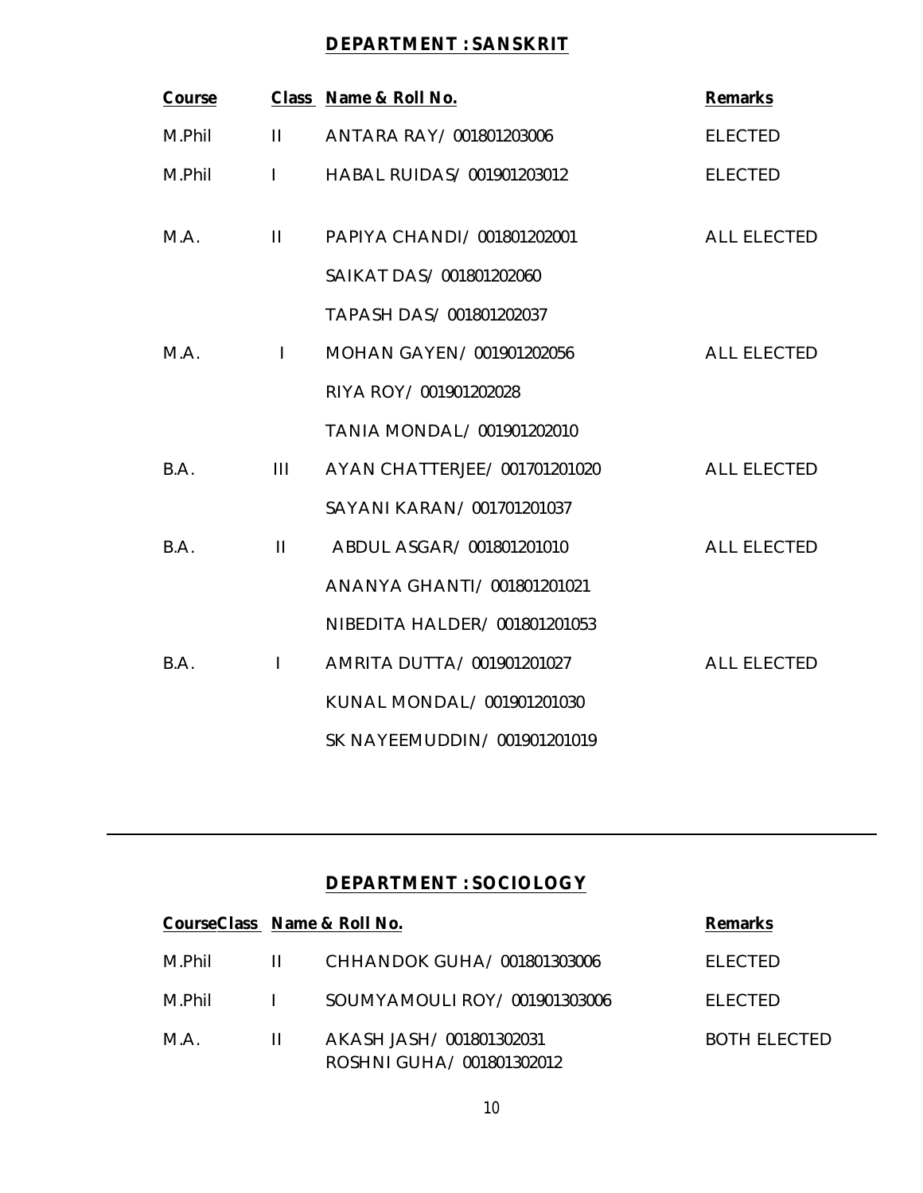## DEPARTMENT : SANSKRIT

| Course | Class | Name & Roll No. | Remarks |
|---|---|---|---|
| M.Phil | II | ANTARA RAY/ 001801203006 | ELECTED |
| M.Phil | I | HABAL RUIDAS/ 001901203012 | ELECTED |
| M.A. | II | PAPIYA CHANDI/ 001801202001 | ALL ELECTED |
| | | SAIKAT DAS/ 001801202060 | |
| | | TAPASH DAS/ 001801202037 | |
| M.A. | I | MOHAN GAYEN/ 001901202056 | ALL ELECTED |
| | | RIYA ROY/ 001901202028 | |
| | | TANIA MONDAL/ 001901202010 | |
| B.A. | III | AYAN CHATTERJEE/ 001701201020 | ALL ELECTED |
| | | SAYANI KARAN/ 001701201037 | |
| B.A. | II | ABDUL ASGAR/ 001801201010 | ALL ELECTED |
| | | ANANYA GHANTI/ 001801201021 | |
| | | NIBEDITA HALDER/ 001801201053 | |
| B.A. | I | AMRITA DUTTA/ 001901201027 | ALL ELECTED |
| | | KUNAL MONDAL/ 001901201030 | |
| | | SK NAYEEMUDDIN/ 001901201019 | |

---

## DEPARTMENT : SOCIOLOGY

| Course | Class | Name & Roll No. | Remarks |
|---|---|---|---|
| M.Phil | II | CHHANDOK GUHA/ 001801303006 | ELECTED |
| M.Phil | I | SOUMYAMOULI ROY/ 001901303006 | ELECTED |
| M.A. | II | AKASH JASH/ 001801302031 | BOTH ELECTED |
| | | ROSHNI GUHA/ 001801302012 | |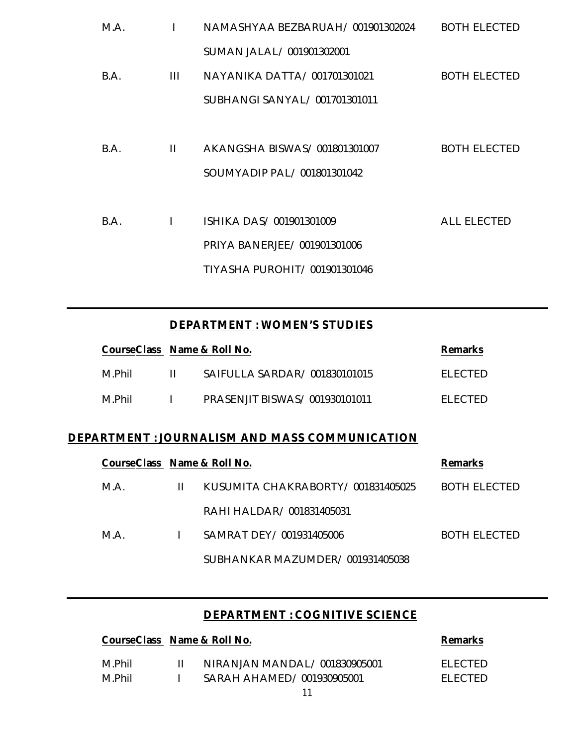| Course | Class | Name & Roll No. | Remarks |
|---|---|---|---|
| M.A. | I | NAMASHYAA BEZBARUAH/ 001901302024 | BOTH ELECTED |
| | | SUMAN JALAL/ 001901302001 | |
| B.A. | III | NAYANIKA DATTA/ 001701301021 | BOTH ELECTED |
| | | SUBHANGI SANYAL/ 001701301011 | |
| B.A. | II | AKANGSHA BISWAS/ 001801301007 | BOTH ELECTED |
| | | SOUMYADIP PAL/ 001801301042 | |
| B.A. | I | ISHIKA DAS/ 001901301009 | ALL ELECTED |
| | | PRIYA BANERJEE/ 001901301006 | |
| | | TIYASHA PUROHIT/ 001901301046 | |

## DEPARTMENT : WOMEN'S STUDIES

| Course | Class | Name & Roll No. | Remarks |
|---|---|---|---|
| M.Phil | II | SAIFULLA SARDAR/ 001830101015 | ELECTED |
| M.Phil | I | PRASENJIT BISWAS/ 001930101011 | ELECTED |

## DEPARTMENT : JOURNALISM AND MASS COMMUNICATION

| Course | Class | Name & Roll No. | Remarks |
|---|---|---|---|
| M.A. | II | KUSUMITA CHAKRABORTY/ 001831405025 | BOTH ELECTED |
| | | RAHI HALDAR/ 001831405031 | |
| M.A. | I | SAMRAT DEY/ 001931405006 | BOTH ELECTED |
| | | SUBHANKAR MAZUMDER/ 001931405038 | |

## DEPARTMENT : COGNITIVE SCIENCE

| Course | Class | Name & Roll No. | Remarks |
|---|---|---|---|
| M.Phil | II | NIRANJAN MANDAL/ 001830905001 | ELECTED |
| M.Phil | I | SARAH AHAMED/ 001930905001 | ELECTED |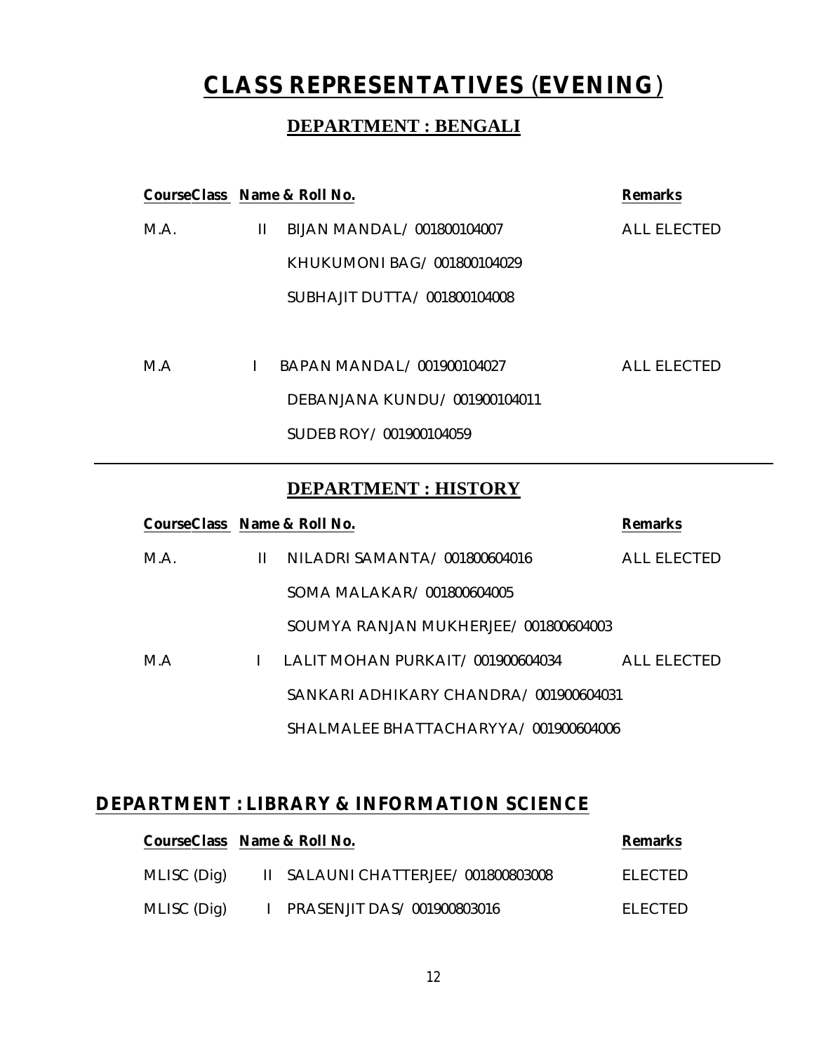# CLASS REPRESENTATIVES (EVENING)

## DEPARTMENT : BENGALI

| Course | Class | Name & Roll No. | Remarks |
|---|---|---|---|
| M.A. | II | BIJAN MANDAL/ 001800104007 | ALL ELECTED |
| | | KHUKUMONI BAG/ 001800104029 | |
| | | SUBHAJIT DUTTA/ 001800104008 | |
| M.A | I | BAPAN MANDAL/ 001900104027 | ALL ELECTED |
| | | DEBANJANA KUNDU/ 001900104011 | |
| | | SUDEB ROY/ 001900104059 | |

## DEPARTMENT : HISTORY

| Course | Class | Name & Roll No. | Remarks |
|---|---|---|---|
| M.A. | II | NILADRI SAMANTA/ 001800604016 | ALL ELECTED |
| | | SOMA MALAKAR/ 001800604005 | |
| | | SOUMYA RANJAN MUKHERJEE/ 001800604003 | |
| M.A | I | LALIT MOHAN PURKAIT/ 001900604034 | ALL ELECTED |
| | | SANKARI ADHIKARY CHANDRA/ 001900604031 | |
| | | SHALMALEE BHATTACHARYYA/ 001900604006 | |

## DEPARTMENT : LIBRARY & INFORMATION SCIENCE

| Course | Class | Name & Roll No. | Remarks |
|---|---|---|---|
| MLISC (Dig) | II | SALAUNI CHATTERJEE/ 001800803008 | ELECTED |
| MLISC (Dig) | I | PRASENJIT DAS/ 001900803016 | ELECTED |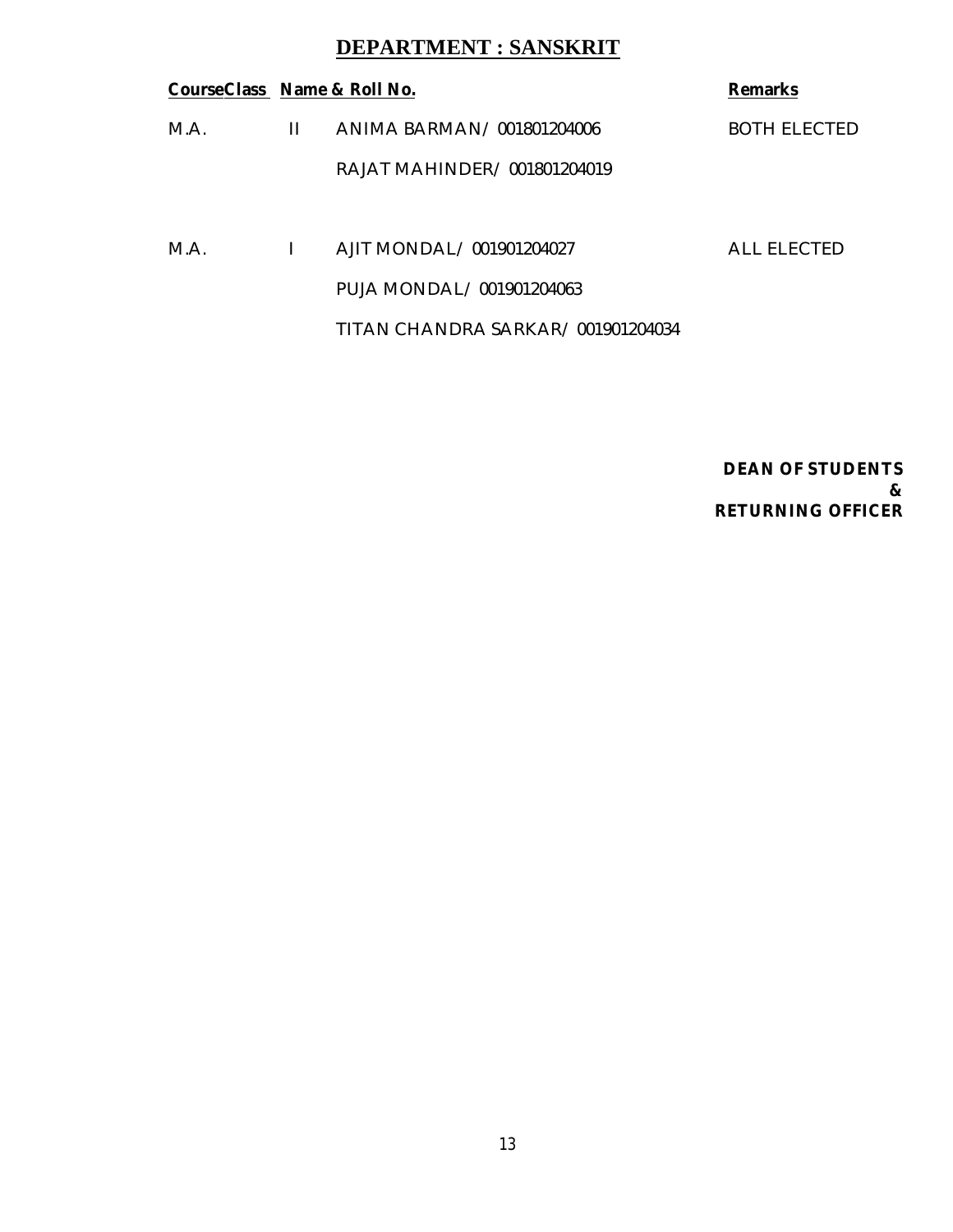# DEPARTMENT : SANSKRIT

| Course | Class | Name & Roll No. | Remarks |
|---|---|---|---|
| M.A. | II | ANIMA BARMAN/ 001801204006 | BOTH ELECTED |
| | | RAJAT MAHINDER/ 001801204019 | |
| M.A. | I | AJIT MONDAL/ 001901204027 | ALL ELECTED |
| | | PUJA MONDAL/ 001901204063 | |
| | | TITAN CHANDRA SARKAR/ 001901204034 | |

**DEAN OF STUDENTS**
**&**
**RETURNING OFFICER**